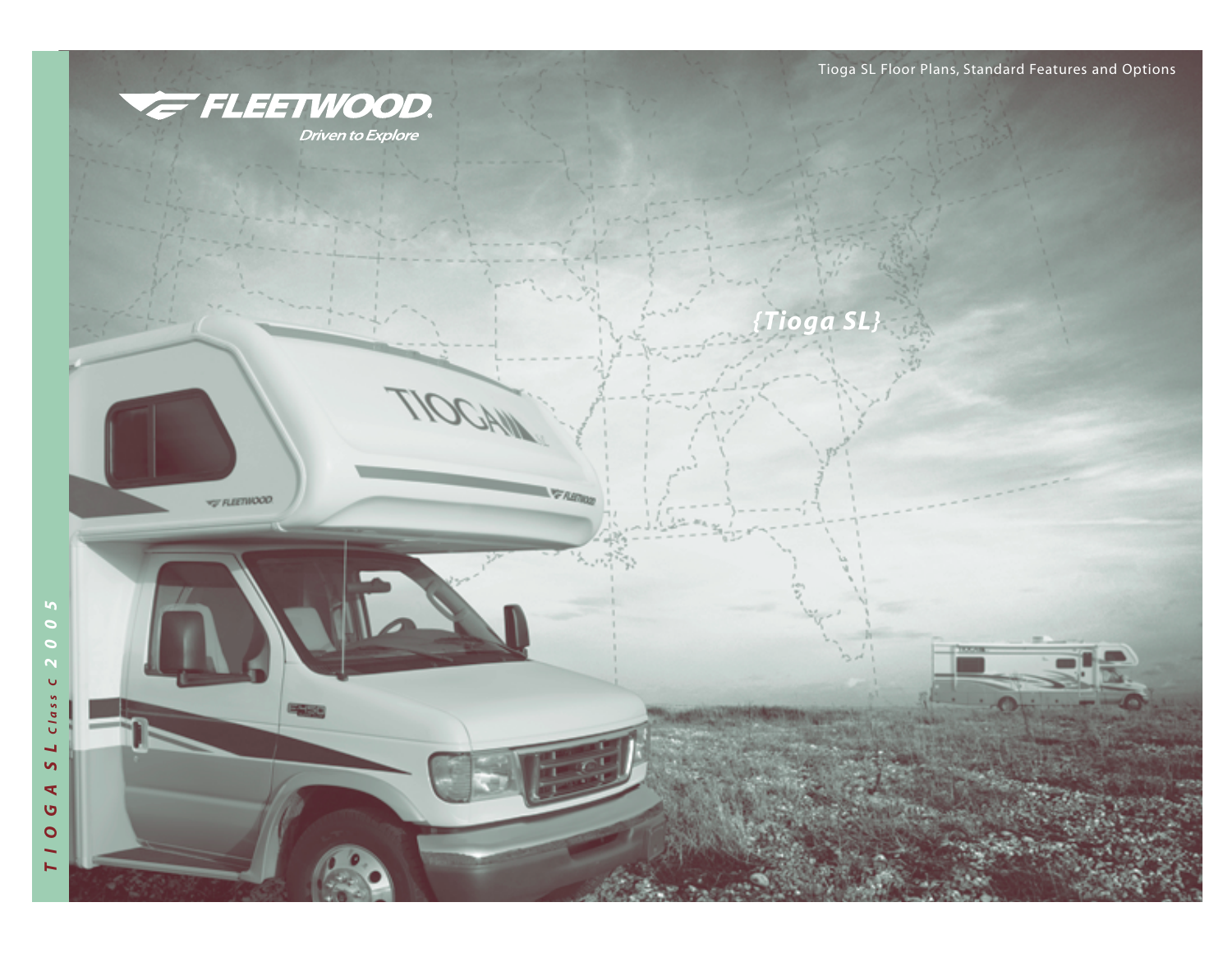Tioga SL Floor Plans, Standard Features and Options

FLEETWOOD

*Driven to Explore*

# {Tioga SL}

*TIOGA SL Class C 2005*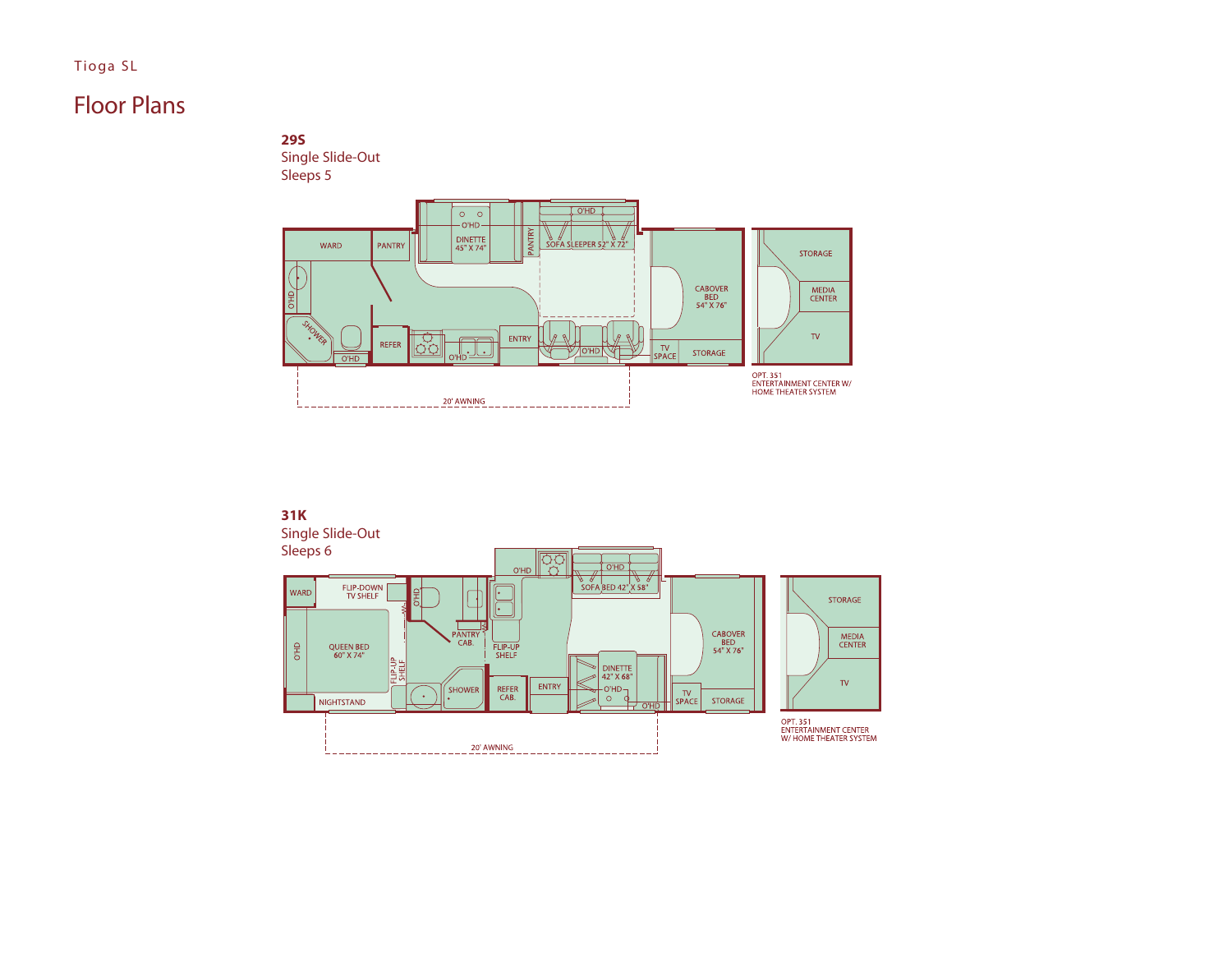Tioga SL

# Floor Plans

**29S**
Single Slide-Out
Sleeps 5

WARD
PANTRY
O'HD
DINETTE 45" X 74"
PANTRY
O'HD
SOFA SLEEPER 52" X 72"
O'HD
SHOWER
O'HD
REFER
O'HD
ENTRY
O'HD
CABOVER BED 54" X 76"
TV SPACE
STORAGE
20' AWNING

STORAGE
MEDIA CENTER
TV
OPT. 351 ENTERTAINMENT CENTER W/ HOME THEATER SYSTEM

**31K**
Single Slide-Out
Sleeps 6

WARD
FLIP-DOWN TV SHELF
O'HD
O'HD
O'HD
SOFA BED 42" X 58"
QUEEN BED 60" X 74"
O'HD
PANTRY CAB.
FLIP-UP SHELF
FLIP-UP SHELF
CABOVER BED 54" X 76"
DINETTE 42" X 68"
O'HD
SHOWER
REFER CAB.
ENTRY
NIGHTSTAND
O'HD
TV SPACE
STORAGE
20' AWNING

STORAGE
MEDIA CENTER
TV
OPT. 351 ENTERTAINMENT CENTER W/ HOME THEATER SYSTEM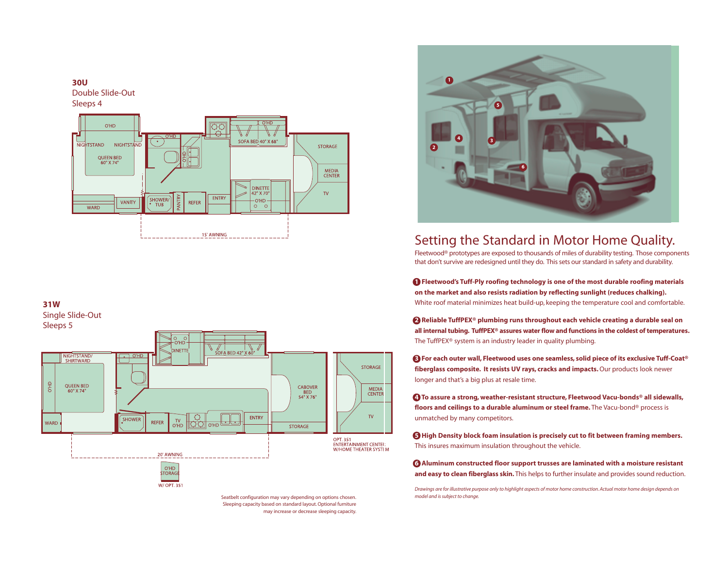## 30U

Double Slide-Out

Sleeps 4

O'HD | NIGHTSTAND | NIGHTSTAND | QUEEN BED 60" X 74" | WARD | VANITY | SHOWER/TUB | PANTRY | REFER | ENTRY | O'HD | SOFA BED 40" X 68" | DINETTE 42" X 70" | STORAGE | MEDIA CENTER | TV | 15' AWNING

## 31W

Single Slide-Out

Sleeps 5

NIGHTSTAND/SHIRTWARD | O'HD | QUEEN BED 60" X 74" | WARD | SHOWER | REFER | TV O'HD | O'HD | ENTRY | DINETTE | SOFA BED 42" X 60" | CABOVER BED 54" X 76" | STORAGE | MEDIA CENTER | TV | 20' AWNING

OPT. 351 ENTERTAINMENT CENTER W/HOME THEATER SYSTEM

O'HD STORAGE W/ OPT. 351

Seatbelt configuration may vary depending on options chosen. Sleeping capacity based on standard layout. Optional furniture may increase or decrease sleeping capacity.

# Setting the Standard in Motor Home Quality.

Fleetwood® prototypes are exposed to thousands of miles of durability testing. Those components that don't survive are redesigned until they do. This sets our standard in safety and durability.

**1 Fleetwood's Tuff-Ply roofing technology is one of the most durable roofing materials on the market and also resists radiation by reflecting sunlight (reduces chalking).** White roof material minimizes heat build-up, keeping the temperature cool and comfortable.

**2 Reliable TuffPEX® plumbing runs throughout each vehicle creating a durable seal on all internal tubing. TuffPEX® assures water flow and functions in the coldest of temperatures.** The TuffPEX® system is an industry leader in quality plumbing.

**3 For each outer wall, Fleetwood uses one seamless, solid piece of its exclusive Tuff-Coat® fiberglass composite. It resists UV rays, cracks and impacts.** Our products look newer longer and that's a big plus at resale time.

**4 To assure a strong, weather-resistant structure, Fleetwood Vacu-bonds® all sidewalls, floors and ceilings to a durable aluminum or steel frame.** The Vacu-bond® process is unmatched by many competitors.

**5 High Density block foam insulation is precisely cut to fit between framing members.** This insures maximum insulation throughout the vehicle.

**6 Aluminum constructed floor support trusses are laminated with a moisture resistant and easy to clean fiberglass skin.** This helps to further insulate and provides sound reduction.

*Drawings are for illustrative purpose only to highlight aspects of motor home construction. Actual motor home design depends on model and is subject to change.*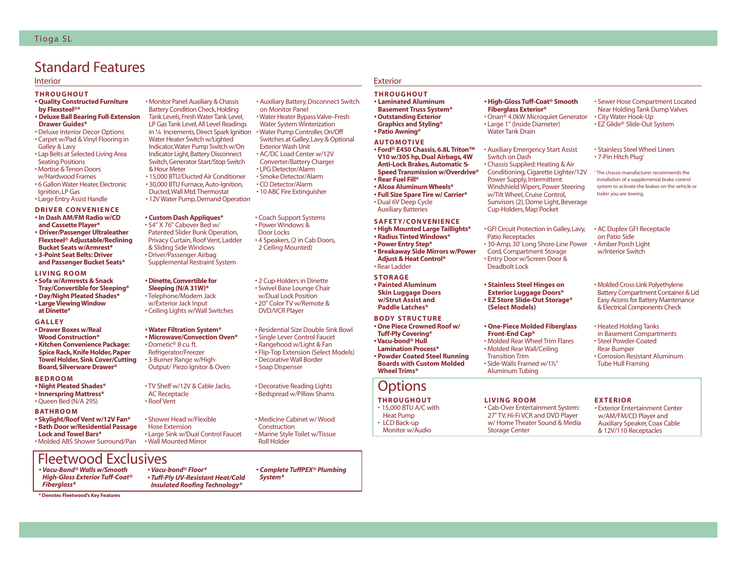# Standard Features

## Interior

### THROUGHOUT

- **Quality Constructed Furniture by Flexsteel®***
- **Deluxe Ball Bearing Full-Extension Drawer Guides***
- Deluxe Interior Decor Options
- Carpet w/Pad & Vinyl Flooring in Galley & Lavy
- Lap Belts at Selected Living Area Seating Positions
- Mortise & Tenon Doors w/Hardwood Frames
- 6 Gallon Water Heater, Electronic Ignition, LP Gas
- Large Entry Assist Handle
- Monitor Panel: Auxiliary & Chassis Battery Condition Check, Holding Tank Levels, Fresh Water Tank Level, LP Gas Tank Level, All Level Readings in ¼ Increments, Direct Spark Ignition Water Heater Switch w/Lighted Indicator, Water Pump Switch w/On Indicator Light, Battery Disconnect Switch, Generator Start/Stop Switch & Hour Meter
- 15,000 BTU/Ducted Air Conditioner
- 30,000 BTU Furnace, Auto-Ignition, Ducted, Wall Mtd. Thermostat
- 12V Water Pump, Demand Operation
- Auxiliary Battery, Disconnect Switch on Monitor Panel
- Water Heater Bypass Valve–Fresh Water System Winterization
- Water Pump Controller, On/Off Switches at Galley, Lavy & Optional Exterior Wash Unit
- AC/DC Load Center w/12V Converter/Battery Charger
- LPG Detector/Alarm
- Smoke Detector/Alarm
- CO Detector/Alarm
- 10 ABC Fire Extinguisher

### DRIVER CONVENIENCE

- **In Dash AM/FM Radio w/CD and Cassette Player***
- **Driver/Passenger Ultraleather Flexsteel® Adjustable/Reclining Bucket Seats w/Armrest***
- **3-Point Seat Belts: Driver and Passenger Bucket Seats***
- **Custom Dash Appliques***
- 54" X 76" Cabover Bed w/ Patented Slider Bunk Operation, Privacy Curtain, Roof Vent, Ladder & Sliding Side Windows
- Driver/Passenger Airbag Supplemental Restraint System
- Coach Support Systems
- Power Windows & Door Locks
- 4 Speakers, (2 in Cab Doors, 2 Ceiling Mounted)

### LIVING ROOM

- **Sofa w/Armrests & Snack Tray/Convertible for Sleeping***
- **Day/Night Pleated Shades***
- **Large Viewing Window at Dinette***
- **Dinette, Convertible for Sleeping (N/A 31W)***
- Telephone/Modem Jack w/Exterior Jack Input
- Ceiling Lights w/Wall Switches
- 2 Cup-Holders in Dinette
- Swivel Base Lounge Chair w/Dual Lock Position
- 20" Color TV w/Remote & DVD/VCR Player

### GALLEY

- **Drawer Boxes w/Real Wood Construction***
- **Kitchen Convenience Package: Spice Rack, Knife Holder, Paper Towel Holder, Sink Cover/Cutting Board, Silverware Drawer***
- **Water Filtration System***
- **Microwave/Convection Oven***
- Dometic® 8 cu. ft. Refrigerator/Freezer
- 3-Burner Range w/High-Output/ Piezo Ignitor & Oven
- Residential Size Double Sink Bowl
- Single Lever Control Faucet
- Rangehood w/Light & Fan
- Flip-Top Extension (Select Models)
- Decorative Wall Border
- Soap Dispenser

### BEDROOM

- **Night Pleated Shades***
- **Innerspring Mattress***
- Queen Bed (N/A 29S)
- TV Shelf w/12V & Cable Jacks, AC Receptacle
- Roof Vent
- Decorative Reading Lights
- Bedspread w/Pillow Shams

### BATHROOM

- **Skylight/Roof Vent w/12V Fan***
- **Bath Door w/Residential Passage Lock and Towel Bars***
- Molded ABS Shower Surround/Pan
- Shower Head w/Flexible Hose Extension
- Large Sink w/Dual Control Faucet
- Wall Mounted Mirror
- Medicine Cabinet w/ Wood Construction
- Marine Style Toilet w/Tissue Roll Holder

## Fleetwood Exclusives

- ***Vacu-Bond® Walls w/Smooth High-Gloss Exterior Tuff-Coat® Fiberglass****
- ***Vacu-bond® Floor****
- ***Tuff-Ply UV-Resistant Heat/Cold Insulated Roofing Technology****
- ***Complete TuffPEX® Plumbing System****

**\* Denotes Fleetwood's Key Features**

## Exterior

### THROUGHOUT

- **Laminated Aluminum Basement Truss System***
- **Outstanding Exterior Graphics and Styling***
- **Patio Awning***
- **High-Gloss Tuff-Coat® Smooth Fiberglass Exterior***
- Onan® 4.0kW Microquiet Generator
- Large 1" (Inside Diameter) Water Tank Drain
- Sewer Hose Compartment Located Near Holding Tank Dump Valves
- City Water Hook-Up
- EZ Glide® Slide-Out System

### AUTOMOTIVE

- **Ford® E450 Chassis, 6.8L Triton™ V10 w/305 hp, Dual Airbags, 4W Anti-Lock Brakes, Automatic 5-Speed Transmission w/Overdrive***
- **Rear Fuel Fill***
- **Alcoa Aluminum Wheels***
- **Full Size Spare Tire w/ Carrier***
- Dual 6V Deep Cycle Auxiliary Batteries
- Auxiliary Emergency Start Assist Switch on Dash
- Chassis Supplied: Heating & Air Conditioning, Cigarette Lighter/12V Power Supply, Intermittent Windshield Wipers, Power Steering w/Tilt Wheel, Cruise Control, Sunvisors (2), Dome Light, Beverage Cup-Holders, Map Pocket
- Stainless Steel Wheel Liners
- 7-Pin Hitch Plug†

† The chassis manufacturer recommends the installation of a supplemental brake control system to activate the brakes on the vehicle or trailer you are towing.

### SAFETY/CONVENIENCE

- **High Mounted Large Taillights***
- **Radius Tinted Windows***
- **Power Entry Step***
- **Breakaway Side Mirrors w/Power Adjust & Heat Control***
- Rear Ladder
- GFI Circuit Protection in Galley, Lavy, Patio Receptacles
- 30-Amp, 30' Long Shore-Line Power Cord, Compartment Storage
- Entry Door w/Screen Door & Deadbolt Lock
- AC Duplex GFI Receptacle on Patio Side
- Amber Porch Light w/Interior Switch

### STORAGE

- **Painted Aluminum Skin Luggage Doors w/Strut Assist and Paddle Latches***
- **Stainless Steel Hinges on Exterior Luggage Doors***
- **EZ Store Slide-Out Storage* (Select Models)**
- Molded Cross-Link Polyethylene Battery Compartment Container & Lid Easy Access for Battery Maintenance & Electrical Components Check

### BODY STRUCTURE

- **One Piece Crowned Roof w/ Tuff-Ply Covering***
- **Vacu-bond® Hull Lamination Process***
- **Powder Coated Steel Running Boards with Custom Molded Wheel Trims***
- **One-Piece Molded Fiberglass Front-End Cap***
- Molded Rear Wheel Trim Flares
- Molded Rear Wall/Ceiling Transition Trim
- Side-Walls Framed w/1½" Aluminum Tubing
- Heated Holding Tanks in Basement Compartments
- Steel Powder-Coated Rear Bumper
- Corrosion Resistant Aluminum Tube Hull Framing

## Options

### THROUGHOUT

- 15,000 BTU A/C with Heat Pump
- LCD Back-up Monitor w/Audio

### LIVING ROOM

- Cab-Over Entertainment System: 27" TV, Hi-Fi VCR and DVD Player w/ Home Theater Sound & Media Storage Center

### EXTERIOR

- Exterior Entertainment Center w/AM/FM/CD Player and Auxiliary Speaker, Coax Cable & 12V/110 Receptacles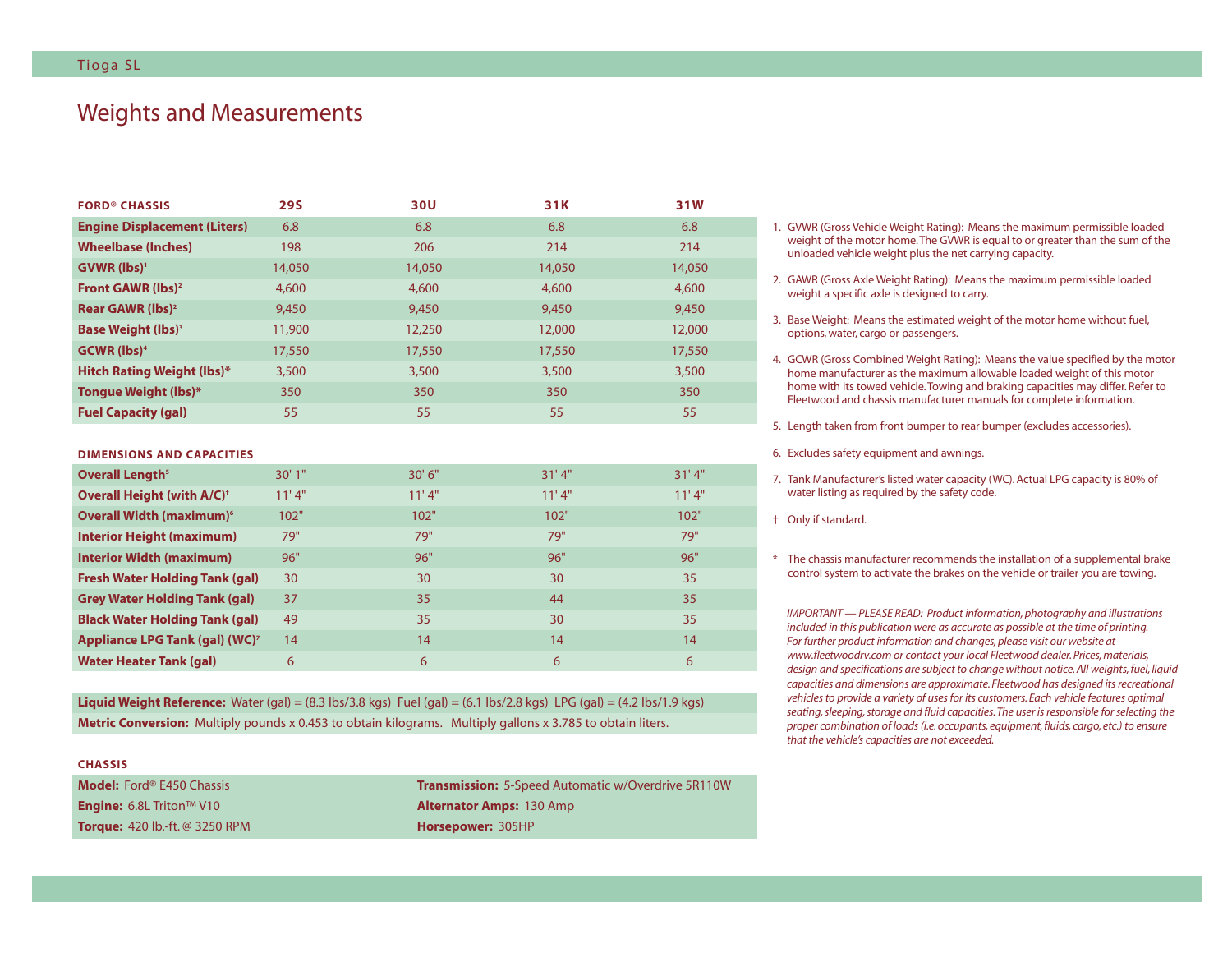# Weights and Measurements

| FORD® CHASSIS | 29S | 30U | 31K | 31W |
|---|---|---|---|---|
| **Engine Displacement (Liters)** | 6.8 | 6.8 | 6.8 | 6.8 |
| **Wheelbase (Inches)** | 198 | 206 | 214 | 214 |
| **GVWR (lbs)**[1] | 14,050 | 14,050 | 14,050 | 14,050 |
| **Front GAWR (lbs)**[2] | 4,600 | 4,600 | 4,600 | 4,600 |
| **Rear GAWR (lbs)**[2] | 9,450 | 9,450 | 9,450 | 9,450 |
| **Base Weight (lbs)**[3] | 11,900 | 12,250 | 12,000 | 12,000 |
| **GCWR (lbs)**[4] | 17,550 | 17,550 | 17,550 | 17,550 |
| **Hitch Rating Weight (lbs)*** | 3,500 | 3,500 | 3,500 | 3,500 |
| **Tongue Weight (lbs)*** | 350 | 350 | 350 | 350 |
| **Fuel Capacity (gal)** | 55 | 55 | 55 | 55 |

| DIMENSIONS AND CAPACITIES | 29S | 30U | 31K | 31W |
|---|---|---|---|---|
| **Overall Length**[5] | 30' 1" | 30' 6" | 31' 4" | 31' 4" |
| **Overall Height (with A/C)**[†] | 11' 4" | 11' 4" | 11' 4" | 11' 4" |
| **Overall Width (maximum)**[6] | 102" | 102" | 102" | 102" |
| **Interior Height (maximum)** | 79" | 79" | 79" | 79" |
| **Interior Width (maximum)** | 96" | 96" | 96" | 96" |
| **Fresh Water Holding Tank (gal)** | 30 | 30 | 30 | 35 |
| **Grey Water Holding Tank (gal)** | 37 | 35 | 44 | 35 |
| **Black Water Holding Tank (gal)** | 49 | 35 | 30 | 35 |
| **Appliance LPG Tank (gal) (WC)**[7] | 14 | 14 | 14 | 14 |
| **Water Heater Tank (gal)** | 6 | 6 | 6 | 6 |

**Liquid Weight Reference:** Water (gal) = (8.3 lbs/3.8 kgs) Fuel (gal) = (6.1 lbs/2.8 kgs) LPG (gal) = (4.2 lbs/1.9 kgs)

**Metric Conversion:** Multiply pounds x 0.453 to obtain kilograms. Multiply gallons x 3.785 to obtain liters.

### CHASSIS

**Model:** Ford® E450 Chassis
**Engine:** 6.8L Triton™ V10
**Torque:** 420 lb.-ft. @ 3250 RPM
**Transmission:** 5-Speed Automatic w/Overdrive 5R110W
**Alternator Amps:** 130 Amp
**Horsepower:** 305HP

1. GVWR (Gross Vehicle Weight Rating): Means the maximum permissible loaded weight of the motor home. The GVWR is equal to or greater than the sum of the unloaded vehicle weight plus the net carrying capacity.
2. GAWR (Gross Axle Weight Rating): Means the maximum permissible loaded weight a specific axle is designed to carry.
3. Base Weight: Means the estimated weight of the motor home without fuel, options, water, cargo or passengers.
4. GCWR (Gross Combined Weight Rating): Means the value specified by the motor home manufacturer as the maximum allowable loaded weight of this motor home with its towed vehicle. Towing and braking capacities may differ. Refer to Fleetwood and chassis manufacturer manuals for complete information.
5. Length taken from front bumper to rear bumper (excludes accessories).
6. Excludes safety equipment and awnings.
7. Tank Manufacturer's listed water capacity (WC). Actual LPG capacity is 80% of water listing as required by the safety code.

† Only if standard.

\* The chassis manufacturer recommends the installation of a supplemental brake control system to activate the brakes on the vehicle or trailer you are towing.

*IMPORTANT — PLEASE READ: Product information, photography and illustrations included in this publication were as accurate as possible at the time of printing. For further product information and changes, please visit our website at www.fleetwoodrv.com or contact your local Fleetwood dealer. Prices, materials, design and specifications are subject to change without notice. All weights, fuel, liquid capacities and dimensions are approximate. Fleetwood has designed its recreational vehicles to provide a variety of uses for its customers. Each vehicle features optimal seating, sleeping, storage and fluid capacities. The user is responsible for selecting the proper combination of loads (i.e. occupants, equipment, fluids, cargo, etc.) to ensure that the vehicle's capacities are not exceeded.*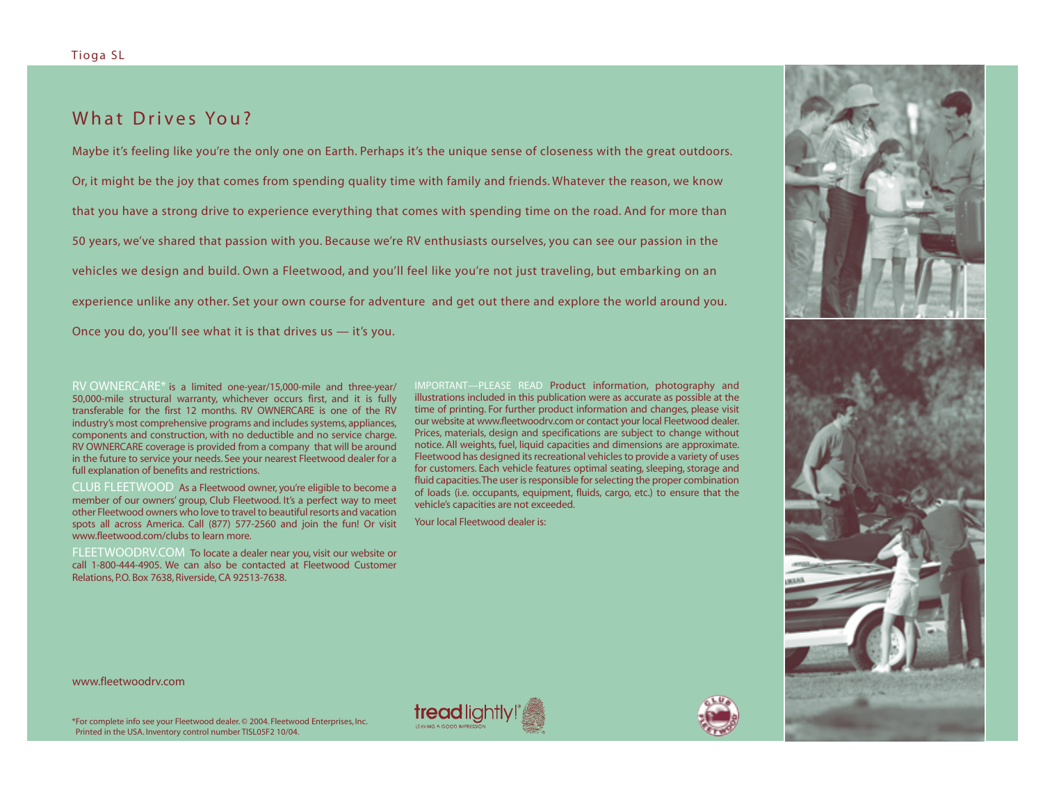## What Drives You?

Maybe it's feeling like you're the only one on Earth. Perhaps it's the unique sense of closeness with the great outdoors. Or, it might be the joy that comes from spending quality time with family and friends. Whatever the reason, we know that you have a strong drive to experience everything that comes with spending time on the road. And for more than 50 years, we've shared that passion with you. Because we're RV enthusiasts ourselves, you can see our passion in the vehicles we design and build. Own a Fleetwood, and you'll feel like you're not just traveling, but embarking on an experience unlike any other. Set your own course for adventure and get out there and explore the world around you. Once you do, you'll see what it is that drives us — it's you.

RV OWNERCARE* is a limited one-year/15,000-mile and three-year/50,000-mile structural warranty, whichever occurs first, and it is fully transferable for the first 12 months. RV OWNERCARE is one of the RV industry's most comprehensive programs and includes systems, appliances, components and construction, with no deductible and no service charge. RV OWNERCARE coverage is provided from a company that will be around in the future to service your needs. See your nearest Fleetwood dealer for a full explanation of benefits and restrictions.

CLUB FLEETWOOD As a Fleetwood owner, you're eligible to become a member of our owners' group, Club Fleetwood. It's a perfect way to meet other Fleetwood owners who love to travel to beautiful resorts and vacation spots all across America. Call (877) 577-2560 and join the fun! Or visit www.fleetwood.com/clubs to learn more.

FLEETWOODRV.COM To locate a dealer near you, visit our website or call 1-800-444-4905. We can also be contacted at Fleetwood Customer Relations, P.O. Box 7638, Riverside, CA 92513-7638.

IMPORTANT—PLEASE READ Product information, photography and illustrations included in this publication were as accurate as possible at the time of printing. For further product information and changes, please visit our website at www.fleetwoodrv.com or contact your local Fleetwood dealer. Prices, materials, design and specifications are subject to change without notice. All weights, fuel, liquid capacities and dimensions are approximate. Fleetwood has designed its recreational vehicles to provide a variety of uses for customers. Each vehicle features optimal seating, sleeping, storage and fluid capacities. The user is responsible for selecting the proper combination of loads (i.e. occupants, equipment, fluids, cargo, etc.) to ensure that the vehicle's capacities are not exceeded.

Your local Fleetwood dealer is:

www.fleetwoodrv.com

*For complete info see your Fleetwood dealer. © 2004. Fleetwood Enterprises, Inc. Printed in the USA. Inventory control number TISL05F2 10/04.

tread lightly! LEAVING A GOOD IMPRESSION